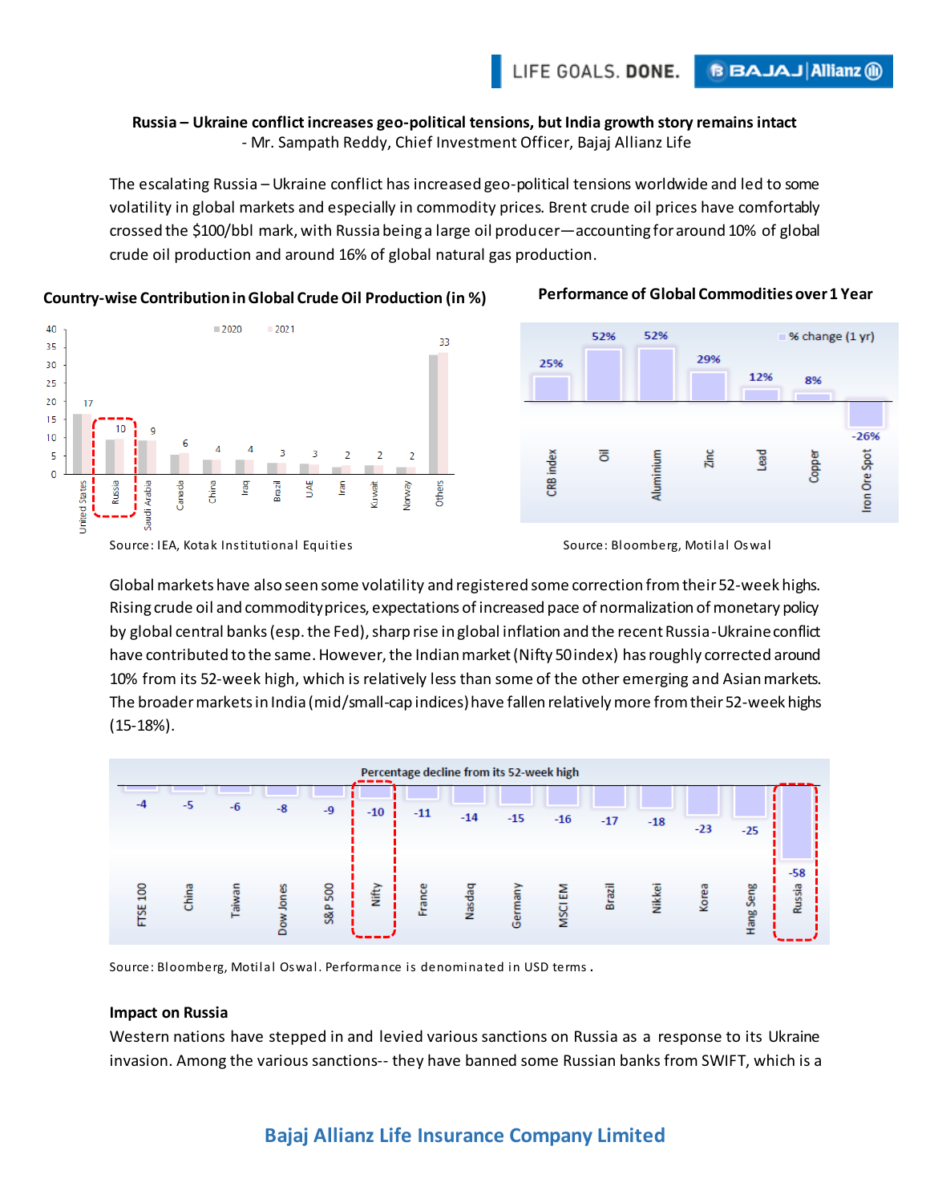**Russia – Ukraine conflict increases geo-political tensions, but India growth story remains intact**
- Mr. Sampath Reddy, Chief Investment Officer, Bajaj Allianz Life

The escalating Russia – Ukraine conflict has increased geo-political tensions worldwide and led to some volatility in global markets and especially in commodity prices. Brent crude oil prices have comfortably crossed the $100/bbl mark, with Russia being a large oil producer—accounting for around 10% of global crude oil production and around 16% of global natural gas production.

**Country-wise Contribution in Global Crude Oil Production (in %)**

| Country | 2020 | 2021 |
|---|---|---|
| United States | 17 | |
| Russia | 10 | |
| Saudi Arabia | 9 | |
| Canada | 6 | |
| China | 4 | |
| Iraq | 4 | |
| Brazil | 3 | |
| UAE | 3 | |
| Iran | 2 | |
| Kuwait | 2 | |
| Norway | 2 | |
| Others | 33 | |

Source: IEA, Kotak Institutional Equities

**Performance of Global Commodities over 1 Year**

| Commodity | % change (1 yr) |
|---|---|
| CRB index | 25% |
| Oil | 52% |
| Aluminium | 52% |
| Zinc | 29% |
| Lead | 12% |
| Copper | 8% |
| Iron Ore Spot | -26% |

Source: Bloomberg, Motilal Oswal

Global markets have also seen some volatility and registered some correction from their 52-week highs. Rising crude oil and commodity prices, expectations of increased pace of normalization of monetary policy by global central banks (esp. the Fed), sharp rise in global inflation and the recent Russia-Ukraine conflict have contributed to the same. However, the Indian market (Nifty 50 index) has roughly corrected around 10% from its 52-week high, which is relatively less than some of the other emerging and Asian markets. The broader markets in India (mid/small-cap indices) have fallen relatively more from their 52-week highs (15-18%).

**Percentage decline from its 52-week high**

| Index | Decline (%) |
|---|---|
| FTSE 100 | -4 |
| China | -5 |
| Taiwan | -6 |
| Dow Jones | -8 |
| S&P 500 | -9 |
| Nifty | -10 |
| France | -11 |
| Nasdaq | -14 |
| Germany | -15 |
| MSCI EM | -16 |
| Brazil | -17 |
| Nikkei | -18 |
| Korea | -23 |
| Hang Seng | -25 |
| Russia | -58 |

Source: Bloomberg, Motilal Oswal. Performance is denominated in USD terms.

**Impact on Russia**

Western nations have stepped in and levied various sanctions on Russia as a response to its Ukraine invasion. Among the various sanctions-- they have banned some Russian banks from SWIFT, which is a

**Bajaj Allianz Life Insurance Company Limited**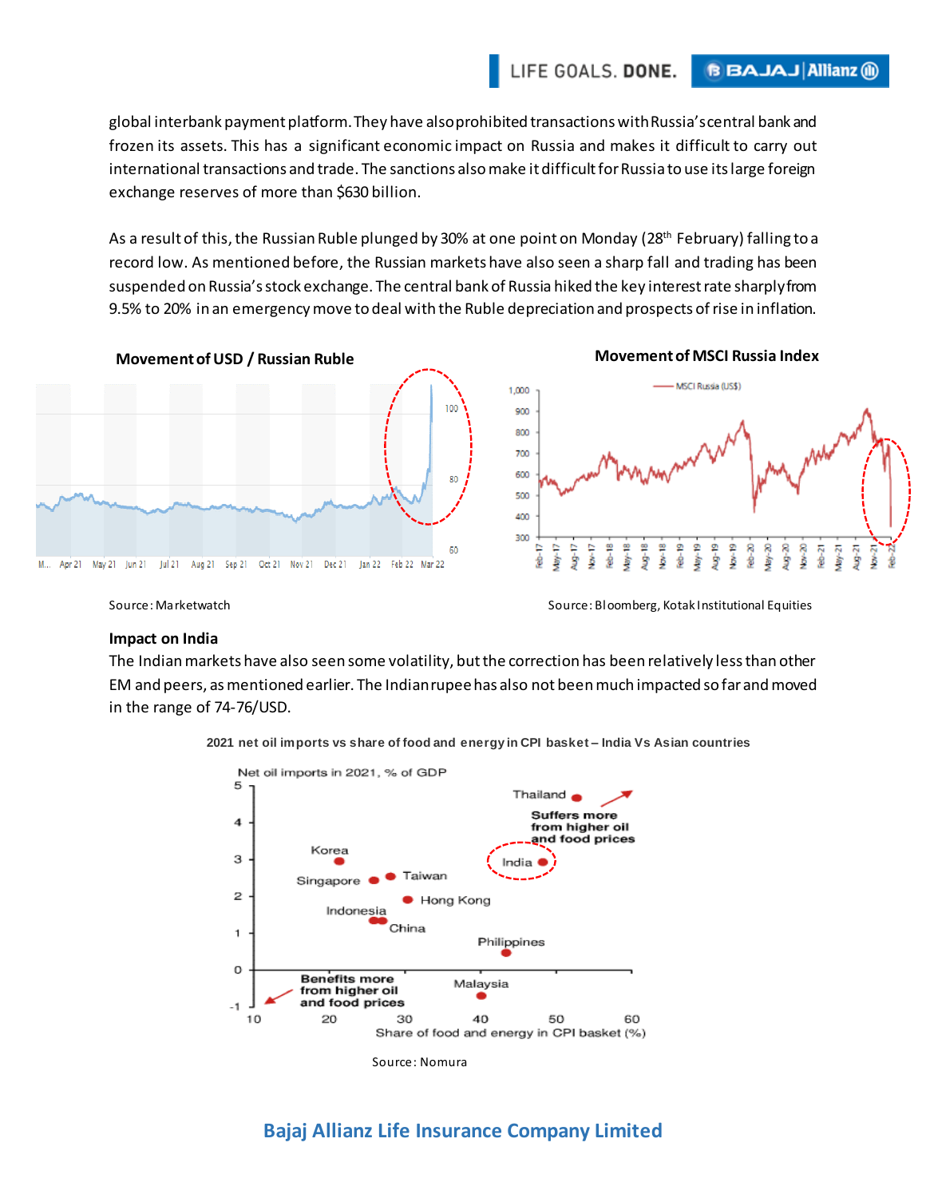global interbank payment platform. They have also prohibited transactions with Russia's central bank and frozen its assets. This has a significant economic impact on Russia and makes it difficult to carry out international transactions and trade. The sanctions also make it difficult for Russia to use its large foreign exchange reserves of more than $630 billion.

As a result of this, the Russian Ruble plunged by 30% at one point on Monday (28th February) falling to a record low. As mentioned before, the Russian markets have also seen a sharp fall and trading has been suspended on Russia's stock exchange. The central bank of Russia hiked the key interest rate sharply from 9.5% to 20% in an emergency move to deal with the Ruble depreciation and prospects of rise in inflation.

**Movement of USD / Russian Ruble**

Source: Marketwatch

**Movement of MSCI Russia Index**

Source: Bloomberg, Kotak Institutional Equities

**Impact on India**

The Indian markets have also seen some volatility, but the correction has been relatively less than other EM and peers, as mentioned earlier. The Indian rupee has also not been much impacted so far and moved in the range of 74-76/USD.

**2021 net oil imports vs share of food and energy in CPI basket – India Vs Asian countries**

Source: Nomura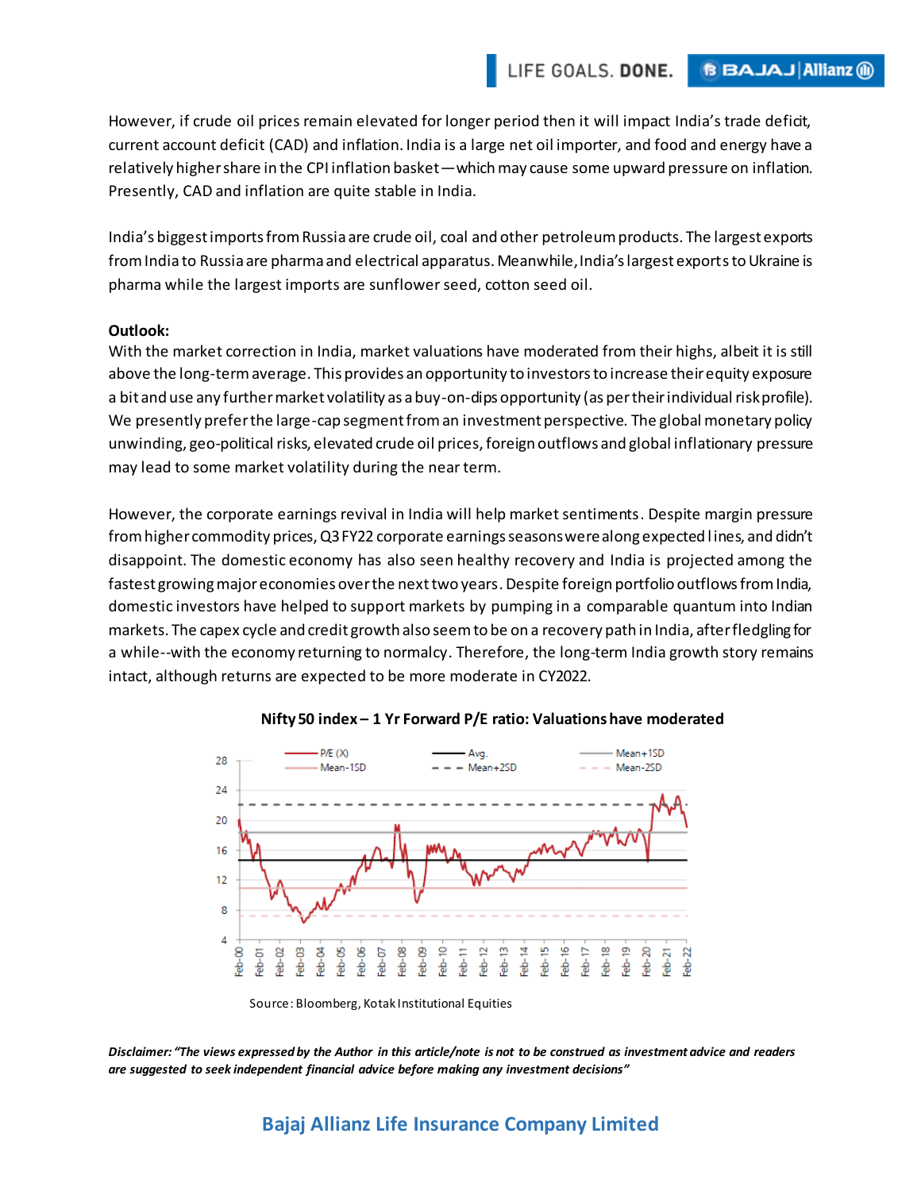However, if crude oil prices remain elevated for longer period then it will impact India's trade deficit, current account deficit (CAD) and inflation. India is a large net oil importer, and food and energy have a relatively higher share in the CPI inflation basket—which may cause some upward pressure on inflation. Presently, CAD and inflation are quite stable in India.

India's biggest imports from Russia are crude oil, coal and other petroleum products. The largest exports from India to Russia are pharma and electrical apparatus. Meanwhile, India's largest exports to Ukraine is pharma while the largest imports are sunflower seed, cotton seed oil.

**Outlook:**
With the market correction in India, market valuations have moderated from their highs, albeit it is still above the long-term average. This provides an opportunity to investors to increase their equity exposure a bit and use any further market volatility as a buy-on-dips opportunity (as per their individual risk profile). We presently prefer the large-cap segment from an investment perspective. The global monetary policy unwinding, geo-political risks, elevated crude oil prices, foreign outflows and global inflationary pressure may lead to some market volatility during the near term.

However, the corporate earnings revival in India will help market sentiments. Despite margin pressure from higher commodity prices, Q3 FY22 corporate earnings seasons were along expected lines, and didn't disappoint. The domestic economy has also seen healthy recovery and India is projected among the fastest growing major economies over the next two years. Despite foreign portfolio outflows from India, domestic investors have helped to support markets by pumping in a comparable quantum into Indian markets. The capex cycle and credit growth also seem to be on a recovery path in India, after fledgling for a while--with the economy returning to normalcy. Therefore, the long-term India growth story remains intact, although returns are expected to be more moderate in CY2022.

**Nifty 50 index – 1 Yr Forward P/E ratio: Valuations have moderated**

P/E (X)
Avg.
Mean+1SD
Mean-1SD
Mean+2SD
Mean-2SD

28
24
20
16
12
8
4

Feb-00 Feb-01 Feb-02 Feb-03 Feb-04 Feb-05 Feb-06 Feb-07 Feb-08 Feb-09 Feb-10 Feb-11 Feb-12 Feb-13 Feb-14 Feb-15 Feb-16 Feb-17 Feb-18 Feb-19 Feb-20 Feb-21 Feb-22

Source: Bloomberg, Kotak Institutional Equities

***Disclaimer: "The views expressed by the Author in this article/note is not to be construed as investment advice and readers are suggested to seek independent financial advice before making any investment decisions"***

**Bajaj Allianz Life Insurance Company Limited**